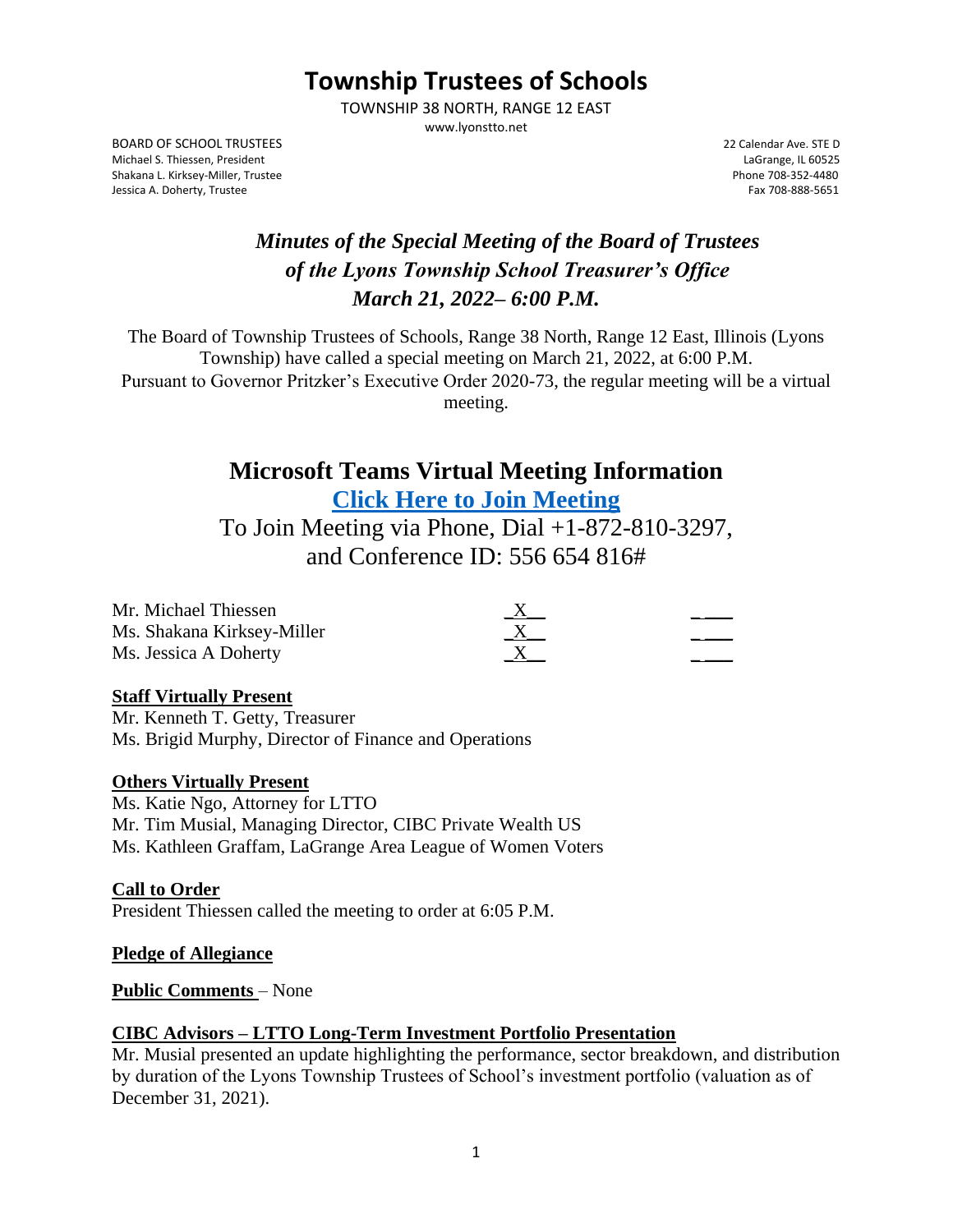# Township Trustees of Schools

TOWNSHIP 38 NORTH, RANGE 12 EAST

www.lyonstto.net

BOARD OF SCHOOL TRUSTEES
Michael S. Thiessen, President
Shakana L. Kirksey-Miller, Trustee
Jessica A. Doherty, Trustee

22 Calendar Ave. STE D
LaGrange, IL 60525
Phone 708-352-4480
Fax 708-888-5651

## *Minutes of the Special Meeting of the Board of Trustees of the Lyons Township School Treasurer's Office March 21, 2022– 6:00 P.M.*

The Board of Township Trustees of Schools, Range 38 North, Range 12 East, Illinois (Lyons Township) have called a special meeting on March 21, 2022, at 6:00 P.M. Pursuant to Governor Pritzker's Executive Order 2020-73, the regular meeting will be a virtual meeting.

## Microsoft Teams Virtual Meeting Information

**Click Here to Join Meeting**

To Join Meeting via Phone, Dial +1-872-810-3297, and Conference ID: 556 654 816#

| | | |
|---|---|---|
| Mr. Michael Thiessen | X | |
| Ms. Shakana Kirksey-Miller | X | |
| Ms. Jessica A Doherty | X | |

**Staff Virtually Present**

Mr. Kenneth T. Getty, Treasurer
Ms. Brigid Murphy, Director of Finance and Operations

**Others Virtually Present**

Ms. Katie Ngo, Attorney for LTTO
Mr. Tim Musial, Managing Director, CIBC Private Wealth US
Ms. Kathleen Graffam, LaGrange Area League of Women Voters

**Call to Order**

President Thiessen called the meeting to order at 6:05 P.M.

**Pledge of Allegiance**

**Public Comments** – None

**CIBC Advisors – LTTO Long-Term Investment Portfolio Presentation**

Mr. Musial presented an update highlighting the performance, sector breakdown, and distribution by duration of the Lyons Township Trustees of School's investment portfolio (valuation as of December 31, 2021).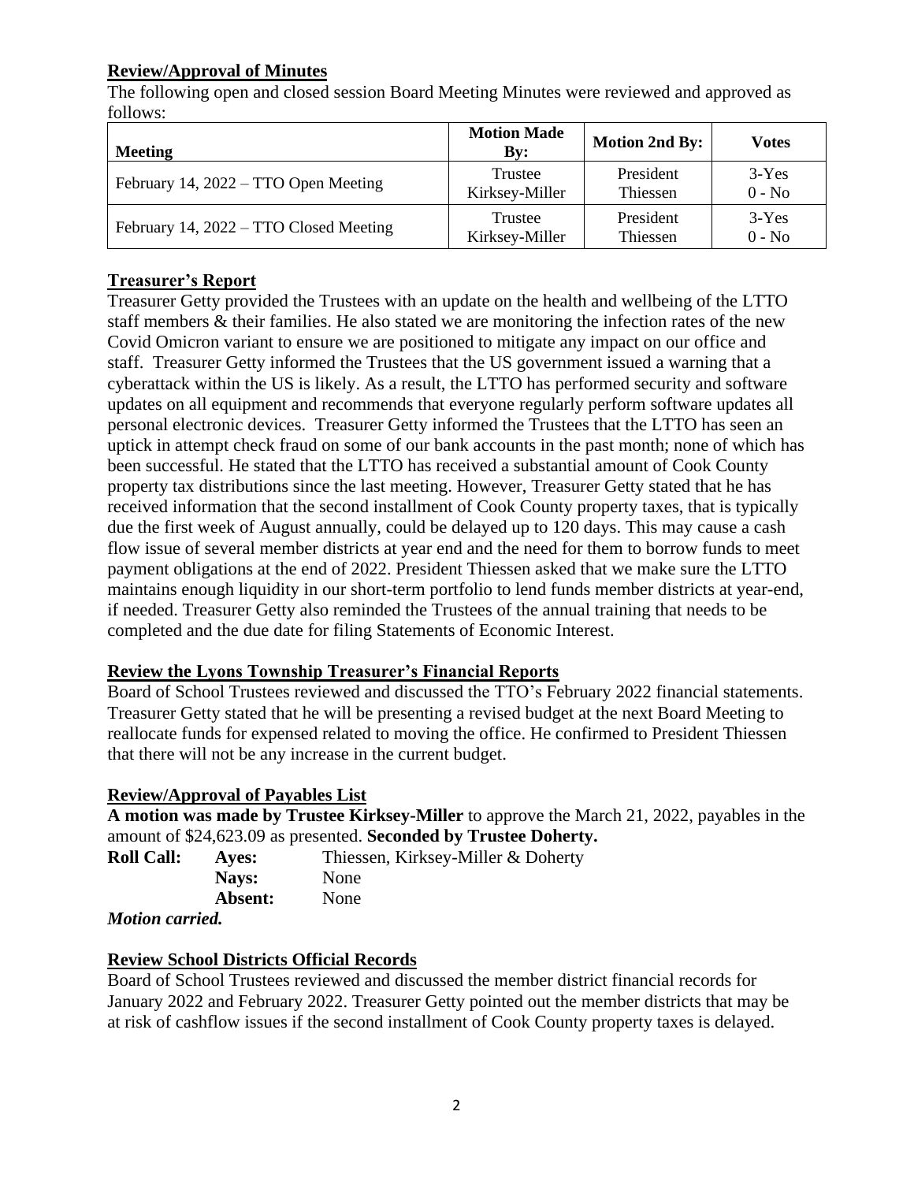## Review/Approval of Minutes

The following open and closed session Board Meeting Minutes were reviewed and approved as follows:

| Meeting | Motion Made By: | Motion 2nd By: | Votes |
|---|---|---|---|
| February 14, 2022 – TTO Open Meeting | Trustee Kirksey-Miller | President Thiessen | 3-Yes 0 - No |
| February 14, 2022 – TTO Closed Meeting | Trustee Kirksey-Miller | President Thiessen | 3-Yes 0 - No |

## Treasurer's Report

Treasurer Getty provided the Trustees with an update on the health and wellbeing of the LTTO staff members & their families. He also stated we are monitoring the infection rates of the new Covid Omicron variant to ensure we are positioned to mitigate any impact on our office and staff. Treasurer Getty informed the Trustees that the US government issued a warning that a cyberattack within the US is likely. As a result, the LTTO has performed security and software updates on all equipment and recommends that everyone regularly perform software updates all personal electronic devices. Treasurer Getty informed the Trustees that the LTTO has seen an uptick in attempt check fraud on some of our bank accounts in the past month; none of which has been successful. He stated that the LTTO has received a substantial amount of Cook County property tax distributions since the last meeting. However, Treasurer Getty stated that he has received information that the second installment of Cook County property taxes, that is typically due the first week of August annually, could be delayed up to 120 days. This may cause a cash flow issue of several member districts at year end and the need for them to borrow funds to meet payment obligations at the end of 2022. President Thiessen asked that we make sure the LTTO maintains enough liquidity in our short-term portfolio to lend funds member districts at year-end, if needed. Treasurer Getty also reminded the Trustees of the annual training that needs to be completed and the due date for filing Statements of Economic Interest.

## Review the Lyons Township Treasurer's Financial Reports

Board of School Trustees reviewed and discussed the TTO's February 2022 financial statements. Treasurer Getty stated that he will be presenting a revised budget at the next Board Meeting to reallocate funds for expensed related to moving the office. He confirmed to President Thiessen that there will not be any increase in the current budget.

## Review/Approval of Payables List

**A motion was made by Trustee Kirksey-Miller** to approve the March 21, 2022, payables in the amount of $24,623.09 as presented. **Seconded by Trustee Doherty.**

**Roll Call:** **Ayes:** Thiessen, Kirksey-Miller & Doherty
**Nays:** None
**Absent:** None

***Motion carried.***

## Review School Districts Official Records

Board of School Trustees reviewed and discussed the member district financial records for January 2022 and February 2022. Treasurer Getty pointed out the member districts that may be at risk of cashflow issues if the second installment of Cook County property taxes is delayed.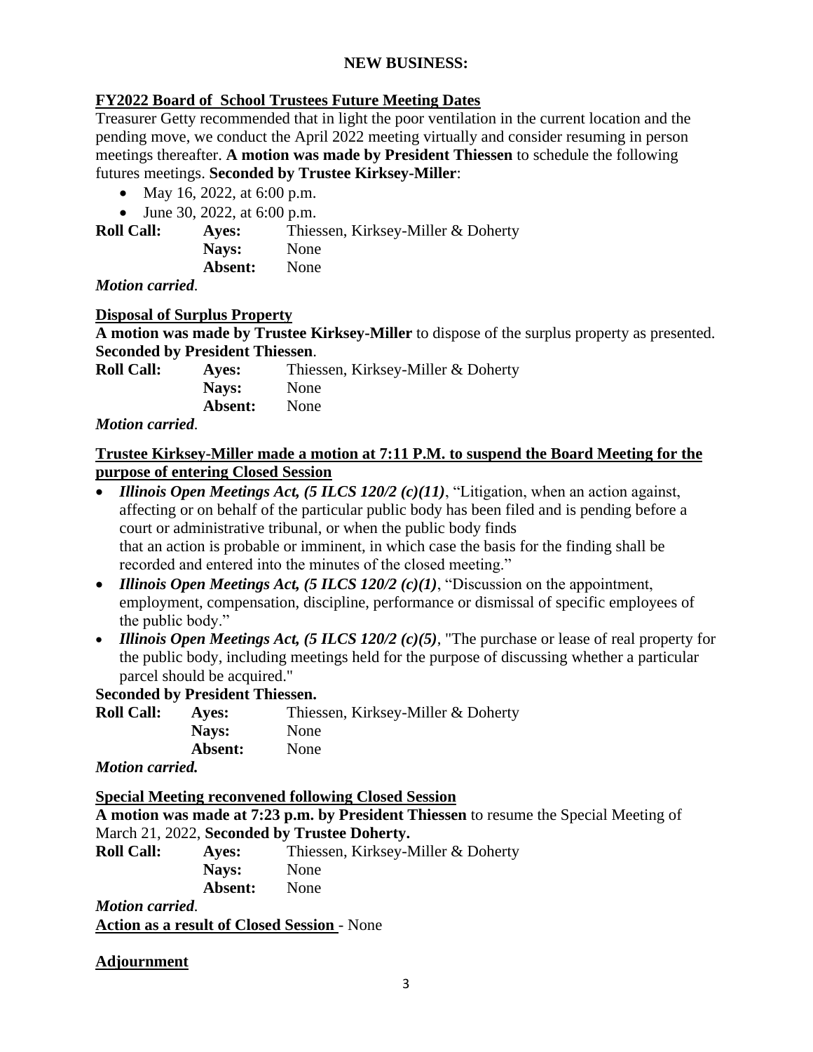**NEW BUSINESS:**

**FY2022 Board of School Trustees Future Meeting Dates**

Treasurer Getty recommended that in light the poor ventilation in the current location and the pending move, we conduct the April 2022 meeting virtually and consider resuming in person meetings thereafter. **A motion was made by President Thiessen** to schedule the following futures meetings. **Seconded by Trustee Kirksey-Miller**:

- May 16, 2022, at 6:00 p.m.
- June 30, 2022, at 6:00 p.m.

**Roll Call:** **Ayes:** Thiessen, Kirksey-Miller & Doherty
**Nays:** None
**Absent:** None

***Motion carried***.

**Disposal of Surplus Property**

**A motion was made by Trustee Kirksey-Miller** to dispose of the surplus property as presented. **Seconded by President Thiessen**.

**Roll Call:** **Ayes:** Thiessen, Kirksey-Miller & Doherty
**Nays:** None
**Absent:** None

***Motion carried***.

**Trustee Kirksey-Miller made a motion at 7:11 P.M. to suspend the Board Meeting for the purpose of entering Closed Session**

- ***Illinois Open Meetings Act, (5 ILCS 120/2 (c)(11)***, "Litigation, when an action against, affecting or on behalf of the particular public body has been filed and is pending before a court or administrative tribunal, or when the public body finds that an action is probable or imminent, in which case the basis for the finding shall be recorded and entered into the minutes of the closed meeting."
- ***Illinois Open Meetings Act, (5 ILCS 120/2 (c)(1)***, "Discussion on the appointment, employment, compensation, discipline, performance or dismissal of specific employees of the public body."
- ***Illinois Open Meetings Act, (5 ILCS 120/2 (c)(5)***, "The purchase or lease of real property for the public body, including meetings held for the purpose of discussing whether a particular parcel should be acquired."

**Seconded by President Thiessen.**

**Roll Call:** **Ayes:** Thiessen, Kirksey-Miller & Doherty
**Nays:** None
**Absent:** None

***Motion carried.***

**Special Meeting reconvened following Closed Session**

**A motion was made at 7:23 p.m. by President Thiessen** to resume the Special Meeting of March 21, 2022, **Seconded by Trustee Doherty.**

**Roll Call:** **Ayes:** Thiessen, Kirksey-Miller & Doherty
**Nays:** None
**Absent:** None

***Motion carried***.

**Action as a result of Closed Session** - None

**Adjournment**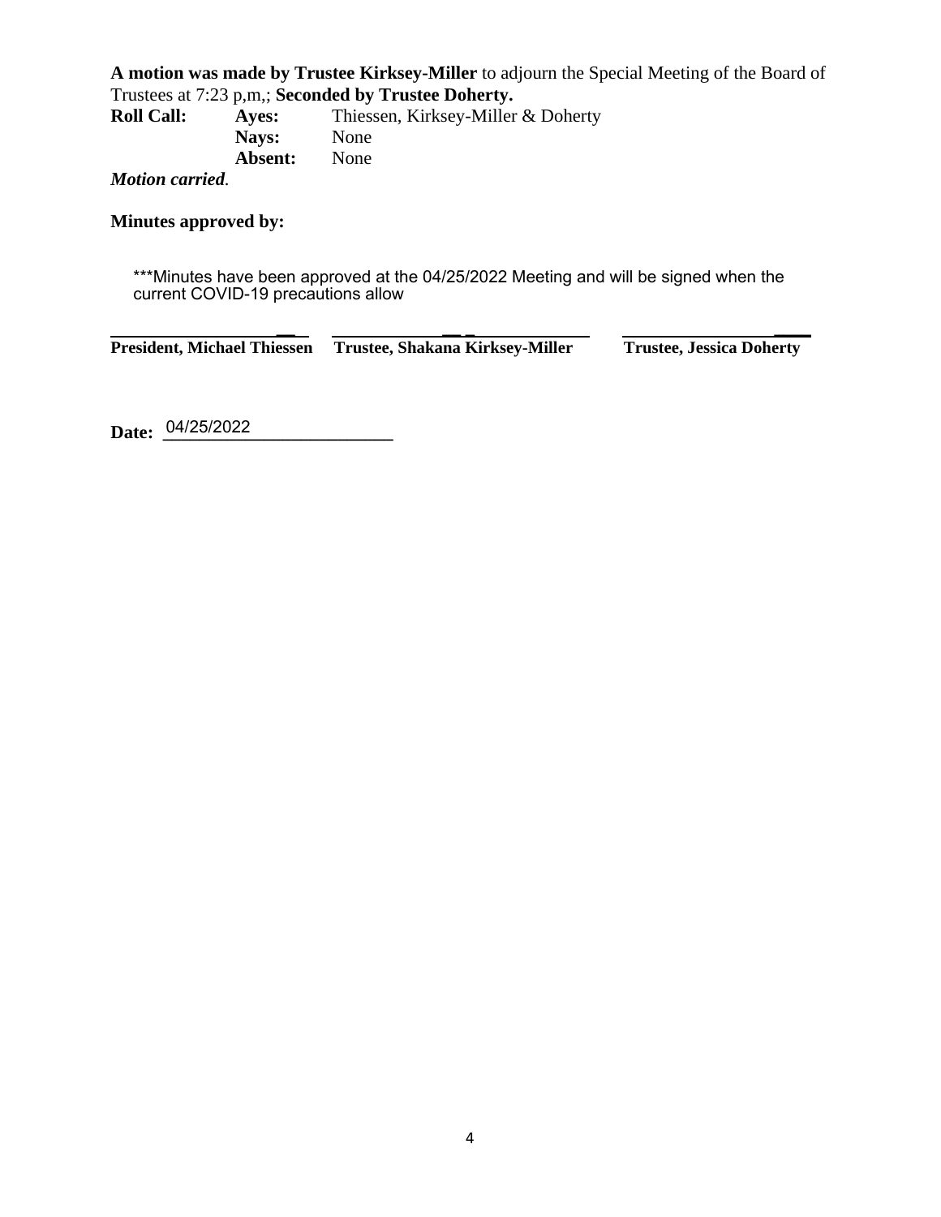**A motion was made by Trustee Kirksey-Miller** to adjourn the Special Meeting of the Board of Trustees at 7:23 p,m,; **Seconded by Trustee Doherty.**

| | | |
|---|---|---|
| **Roll Call:** | **Ayes:** | Thiessen, Kirksey-Miller & Doherty |
| | **Nays:** | None |
| | **Absent:** | None |

***Motion carried*.**

**Minutes approved by:**

***Minutes have been approved at the 04/25/2022 Meeting and will be signed when the current COVID-19 precautions allow

| | | |
|---|---|---|
| **President, Michael Thiessen** | **Trustee, Shakana Kirksey-Miller** | **Trustee, Jessica Doherty** |

**Date:** 04/25/2022